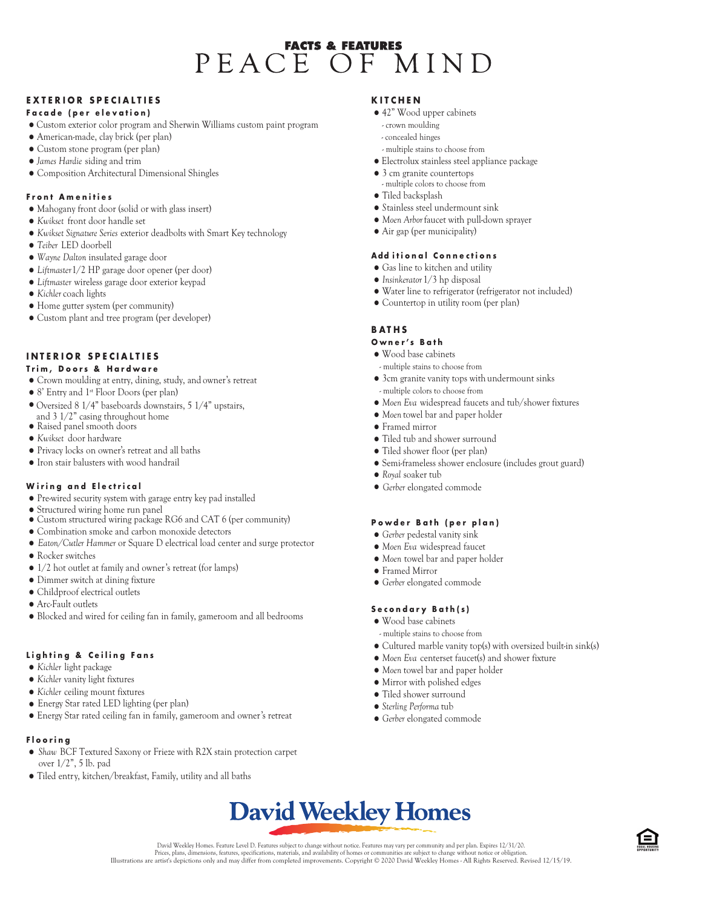# FACTS & FEATURES
# PEACE OF MIND

## EXTERIOR SPECIALTIES

### Facade (per elevation)

- Custom exterior color program and Sherwin Williams custom paint program
- American-made, clay brick (per plan)
- Custom stone program (per plan)
- *James Hardie* siding and trim
- Composition Architectural Dimensional Shingles

### Front Amenities

- Mahogany front door (solid or with glass insert)
- *Kwikset* front door handle set
- *Kwikset Signature Series* exterior deadbolts with Smart Key technology
- *Teiber* LED doorbell
- *Wayne Dalton* insulated garage door
- *Liftmaster* 1/2 HP garage door opener (per door)
- *Liftmaster* wireless garage door exterior keypad
- *Kichler* coach lights
- Home gutter system (per community)
- Custom plant and tree program (per developer)

## INTERIOR SPECIALTIES

### Trim, Doors & Hardware

- Crown moulding at entry, dining, study, and owner's retreat
- 8' Entry and 1st Floor Doors (per plan)
- Oversized 8 1/4" baseboards downstairs, 5 1/4" upstairs, and 3 1/2" casing throughout home
- Raised panel smooth doors
- *Kwikset* door hardware
- Privacy locks on owner's retreat and all baths
- Iron stair balusters with wood handrail

### Wiring and Electrical

- Pre-wired security system with garage entry key pad installed
- Structured wiring home run panel
- Custom structured wiring package RG6 and CAT 6 (per community)
- Combination smoke and carbon monoxide detectors
- *Eaton/Cutler Hammer* or Square D electrical load center and surge protector
- Rocker switches
- 1/2 hot outlet at family and owner's retreat (for lamps)
- Dimmer switch at dining fixture
- Childproof electrical outlets
- Arc-Fault outlets
- Blocked and wired for ceiling fan in family, gameroom and all bedrooms

### Lighting & Ceiling Fans

- *Kichler* light package
- *Kichler* vanity light fixtures
- *Kichler* ceiling mount fixtures
- Energy Star rated LED lighting (per plan)
- Energy Star rated ceiling fan in family, gameroom and owner's retreat

### Flooring

- *Shaw* BCF Textured Saxony or Frieze with R2X stain protection carpet over 1/2", 5 lb. pad
- Tiled entry, kitchen/breakfast, Family, utility and all baths

## KITCHEN

- 42" Wood upper cabinets
  - crown moulding
  - concealed hinges
  - multiple stains to choose from
- Electrolux stainless steel appliance package
- 3 cm granite countertops
  - multiple colors to choose from
- Tiled backsplash
- Stainless steel undermount sink
- *Moen Arbor* faucet with pull-down sprayer
- Air gap (per municipality)

### Additional Connections

- Gas line to kitchen and utility
- *Insinkerator* 1/3 hp disposal
- Water line to refrigerator (refrigerator not included)
- Countertop in utility room (per plan)

## BATHS

### Owner's Bath

- Wood base cabinets
  - multiple stains to choose from
- 3cm granite vanity tops with undermount sinks
  - multiple colors to choose from
- *Moen Eva* widespread faucets and tub/shower fixtures
- *Moen* towel bar and paper holder
- Framed mirror
- Tiled tub and shower surround
- Tiled shower floor (per plan)
- Semi-frameless shower enclosure (includes grout guard)
- *Royal* soaker tub
- *Gerber* elongated commode

### Powder Bath (per plan)

- *Gerber* pedestal vanity sink
- *Moen Eva* widespread faucet
- *Moen* towel bar and paper holder
- Framed Mirror
- *Gerber* elongated commode

### Secondary Bath(s)

- Wood base cabinets
  - multiple stains to choose from
- Cultured marble vanity top(s) with oversized built-in sink(s)
- *Moen Eva* centerset faucet(s) and shower fixture
- *Moen* towel bar and paper holder
- Mirror with polished edges
- Tiled shower surround
- *Sterling Performa* tub
- *Gerber* elongated commode

**David Weekley Homes**

David Weekley Homes. Feature Level D. Features subject to change without notice. Features may vary per community and per plan. Expires 12/31/20.
Prices, plans, dimensions, features, specifications, materials, and availability of homes or communities are subject to change without notice or obligation.
Illustrations are artist's depictions only and may differ from completed improvements. Copyright © 2020 David Weekley Homes - All Rights Reserved. Revised 12/15/19.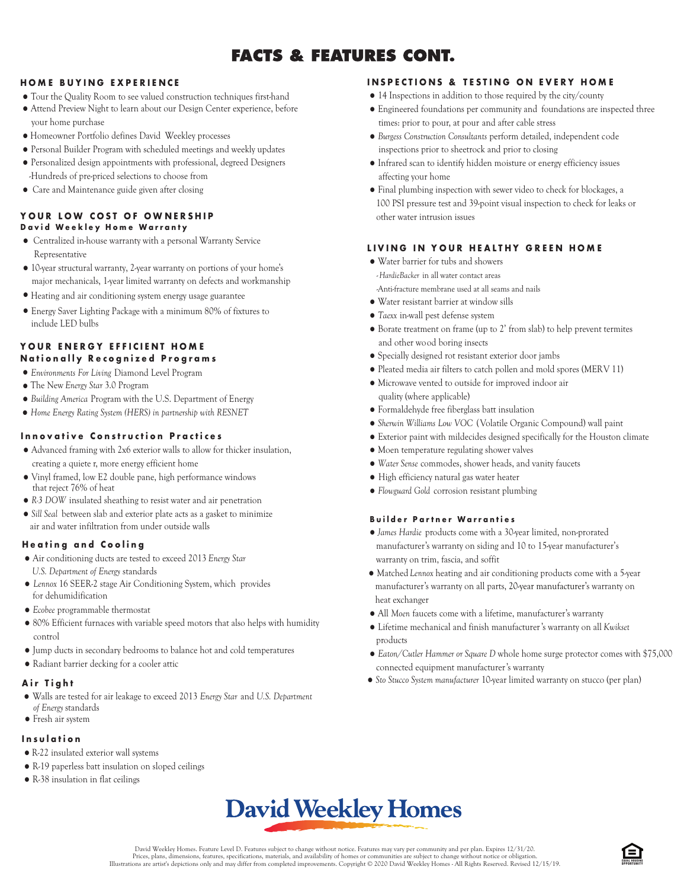# FACTS & FEATURES CONT.

## HOME BUYING EXPERIENCE

- Tour the Quality Room to see valued construction techniques first-hand
- Attend Preview Night to learn about our Design Center experience, before your home purchase
- Homeowner Portfolio defines David Weekley processes
- Personal Builder Program with scheduled meetings and weekly updates
- Personalized design appointments with professional, degreed Designers
  - Hundreds of pre-priced selections to choose from
- Care and Maintenance guide given after closing

## YOUR LOW COST OF OWNERSHIP

### David Weekley Home Warranty

- Centralized in-house warranty with a personal Warranty Service Representative
- 10-year structural warranty, 2-year warranty on portions of your home's major mechanicals, 1-year limited warranty on defects and workmanship
- Heating and air conditioning system energy usage guarantee
- Energy Saver Lighting Package with a minimum 80% of fixtures to include LED bulbs

## YOUR ENERGY EFFICIENT HOME

### Nationally Recognized Programs

- *Environments For Living* Diamond Level Program
- The New *Energy Star* 3.0 Program
- *Building America* Program with the U.S. Department of Energy
- *Home Energy Rating System (HERS) in partnership with RESNET*

### Innovative Construction Practices

- Advanced framing with 2x6 exterior walls to allow for thicker insulation, creating a quieter, more energy efficient home
- Vinyl framed, low E2 double pane, high performance windows that reject 76% of heat
- *R-3 DOW* insulated sheathing to resist water and air penetration
- *Sill Seal* between slab and exterior plate acts as a gasket to minimize air and water infiltration from under outside walls

### Heating and Cooling

- Air conditioning ducts are tested to exceed 2013 *Energy Star U.S. Department of Energy* standards
- *Lennox* 16 SEER-2 stage Air Conditioning System, which provides for dehumidification
- *Ecobee* programmable thermostat
- 80% Efficient furnaces with variable speed motors that also helps with humidity control
- Jump ducts in secondary bedrooms to balance hot and cold temperatures
- Radiant barrier decking for a cooler attic

### Air Tight

- Walls are tested for air leakage to exceed 2013 *Energy Star* and *U.S. Department of Energy* standards
- Fresh air system

### Insulation

- R-22 insulated exterior wall systems
- R-19 paperless batt insulation on sloped ceilings
- R-38 insulation in flat ceilings

## INSPECTIONS & TESTING ON EVERY HOME

- 14 Inspections in addition to those required by the city/county
- Engineered foundations per community and foundations are inspected three times: prior to pour, at pour and after cable stress
- *Burgess Construction Consultants* perform detailed, independent code inspections prior to sheetrock and prior to closing
- Infrared scan to identify hidden moisture or energy efficiency issues affecting your home
- Final plumbing inspection with sewer video to check for blockages, a 100 PSI pressure test and 39-point visual inspection to check for leaks or other water intrusion issues

## LIVING IN YOUR HEALTHY GREEN HOME

- Water barrier for tubs and showers
  - *HardieBacker* in all water contact areas
  - Anti-fracture membrane used at all seams and nails
- Water resistant barrier at window sills
- *Taexx* in-wall pest defense system
- Borate treatment on frame (up to 2' from slab) to help prevent termites and other wood boring insects
- Specially designed rot resistant exterior door jambs
- Pleated media air filters to catch pollen and mold spores (MERV 11)
- Microwave vented to outside for improved indoor air quality (where applicable)
- Formaldehyde free fiberglass batt insulation
- *Sherwin Williams Low VOC* (Volatile Organic Compound) wall paint
- Exterior paint with mildecides designed specifically for the Houston climate
- Moen temperature regulating shower valves
- *Water Sense* commodes, shower heads, and vanity faucets
- High efficiency natural gas water heater
- *Flowguard Gold* corrosion resistant plumbing

### Builder Partner Warranties

- *James Hardie* products come with a 30-year limited, non-prorated manufacturer's warranty on siding and 10 to 15-year manufacturer's warranty on trim, fascia, and soffit
- Matched *Lennox* heating and air conditioning products come with a 5-year manufacturer's warranty on all parts, 20-year manufacturer's warranty on heat exchanger
- All *Moen* faucets come with a lifetime, manufacturer's warranty
- Lifetime mechanical and finish manufacturer's warranty on all *Kwikset* products
- *Eaton/Cutler Hammer or Square D* whole home surge protector comes with $75,000 connected equipment manufacturer's warranty
- *Sto Stucco System manufacturer* 10-year limited warranty on stucco (per plan)

**David Weekley Homes**

David Weekley Homes. Feature Level D. Features subject to change without notice. Features may vary per community and per plan. Expires 12/31/20.
Prices, plans, dimensions, features, specifications, materials, and availability of homes or communities are subject to change without notice or obligation.
Illustrations are artist's depictions only and may differ from completed improvements. Copyright © 2020 David Weekley Homes - All Rights Reserved. Revised 12/15/19.

EQUAL HOUSING OPPORTUNITY